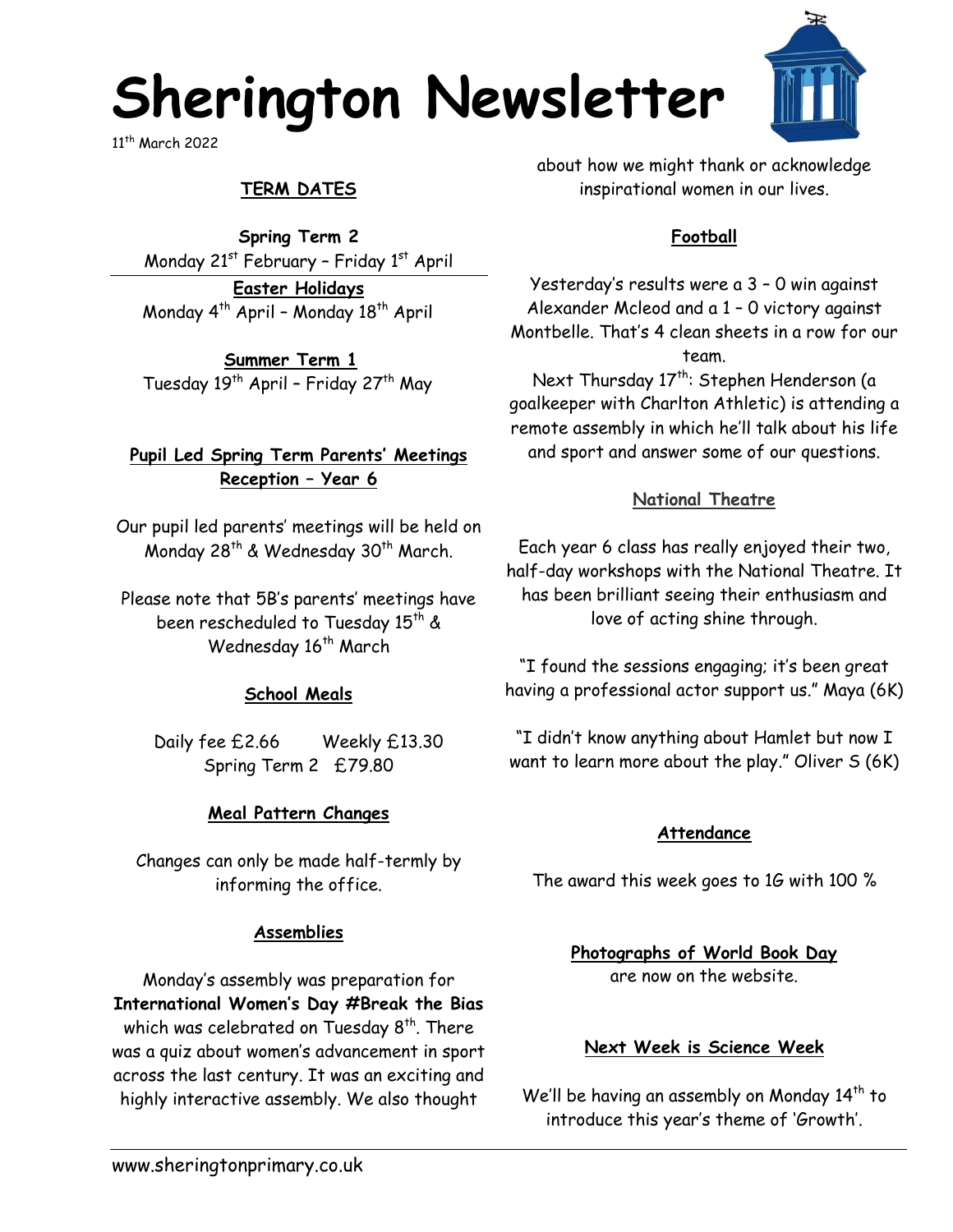# Sherington Newsletter

11th March 2022

## TERM DATES

**Spring Term 2**
Monday 21st February – Friday 1st April

**Easter Holidays**
Monday 4th April – Monday 18th April

**Summer Term 1**
Tuesday 19th April – Friday 27th May

## Pupil Led Spring Term Parents' Meetings Reception – Year 6

Our pupil led parents' meetings will be held on Monday 28th & Wednesday 30th March.

Please note that 5B's parents' meetings have been rescheduled to Tuesday 15th & Wednesday 16th March

## School Meals

Daily fee £2.66 Weekly £13.30
Spring Term 2 £79.80

## Meal Pattern Changes

Changes can only be made half-termly by informing the office.

## Assemblies

Monday's assembly was preparation for **International Women's Day #Break the Bias** which was celebrated on Tuesday 8th. There was a quiz about women's advancement in sport across the last century. It was an exciting and highly interactive assembly. We also thought about how we might thank or acknowledge inspirational women in our lives.

## Football

Yesterday's results were a 3 – 0 win against Alexander Mcleod and a 1 – 0 victory against Montbelle. That's 4 clean sheets in a row for our team.

Next Thursday 17th: Stephen Henderson (a goalkeeper with Charlton Athletic) is attending a remote assembly in which he'll talk about his life and sport and answer some of our questions.

## National Theatre

Each year 6 class has really enjoyed their two, half-day workshops with the National Theatre. It has been brilliant seeing their enthusiasm and love of acting shine through.

"I found the sessions engaging; it's been great having a professional actor support us." Maya (6K)

"I didn't know anything about Hamlet but now I want to learn more about the play." Oliver S (6K)

## Attendance

The award this week goes to 1G with 100 %

## Photographs of World Book Day

are now on the website.

## Next Week is Science Week

We'll be having an assembly on Monday 14th to introduce this year's theme of 'Growth'.

www.sheringtonprimary.co.uk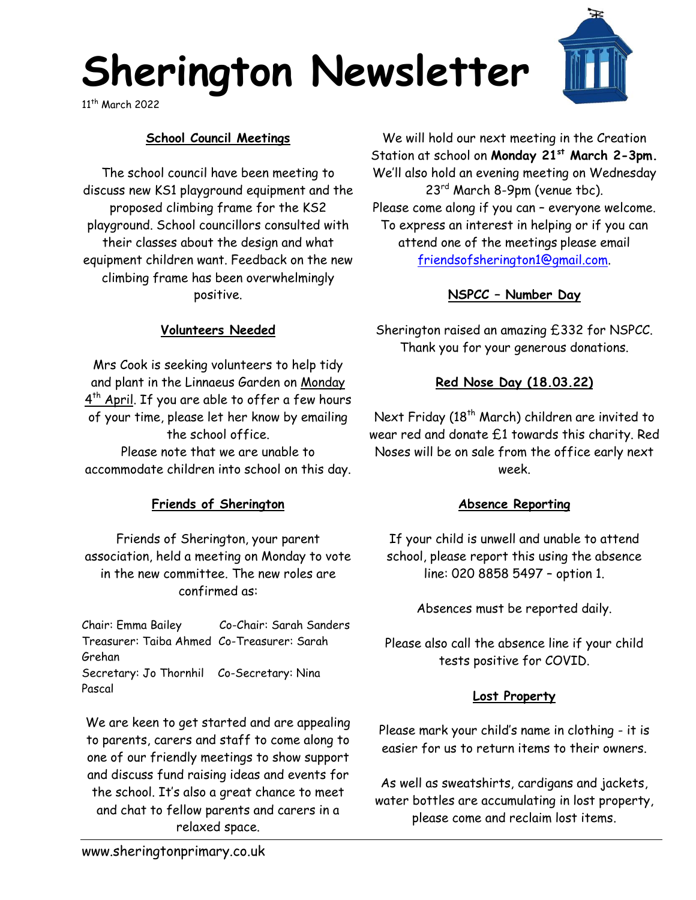# Sherington Newsletter

11th March 2022

## School Council Meetings

The school council have been meeting to discuss new KS1 playground equipment and the proposed climbing frame for the KS2 playground. School councillors consulted with their classes about the design and what equipment children want. Feedback on the new climbing frame has been overwhelmingly positive.

## Volunteers Needed

Mrs Cook is seeking volunteers to help tidy and plant in the Linnaeus Garden on Monday 4th April. If you are able to offer a few hours of your time, please let her know by emailing the school office.

Please note that we are unable to accommodate children into school on this day.

## Friends of Sherington

Friends of Sherington, your parent association, held a meeting on Monday to vote in the new committee. The new roles are confirmed as:

Chair: Emma Bailey — Co-Chair: Sarah Sanders
Treasurer: Taiba Ahmed — Co-Treasurer: Sarah Grehan
Secretary: Jo Thornhil — Co-Secretary: Nina Pascal

We are keen to get started and are appealing to parents, carers and staff to come along to one of our friendly meetings to show support and discuss fund raising ideas and events for the school. It's also a great chance to meet and chat to fellow parents and carers in a relaxed space.

We will hold our next meeting in the Creation Station at school on **Monday 21st March 2-3pm.** We'll also hold an evening meeting on Wednesday 23rd March 8-9pm (venue tbc).

Please come along if you can – everyone welcome. To express an interest in helping or if you can attend one of the meetings please email friendsofsherington1@gmail.com.

## NSPCC – Number Day

Sherington raised an amazing £332 for NSPCC. Thank you for your generous donations.

## Red Nose Day (18.03.22)

Next Friday (18th March) children are invited to wear red and donate £1 towards this charity. Red Noses will be on sale from the office early next week.

## Absence Reporting

If your child is unwell and unable to attend school, please report this using the absence line: 020 8858 5497 – option 1.

Absences must be reported daily.

Please also call the absence line if your child tests positive for COVID.

## Lost Property

Please mark your child's name in clothing - it is easier for us to return items to their owners.

As well as sweatshirts, cardigans and jackets, water bottles are accumulating in lost property, please come and reclaim lost items.

www.sheringtonprimary.co.uk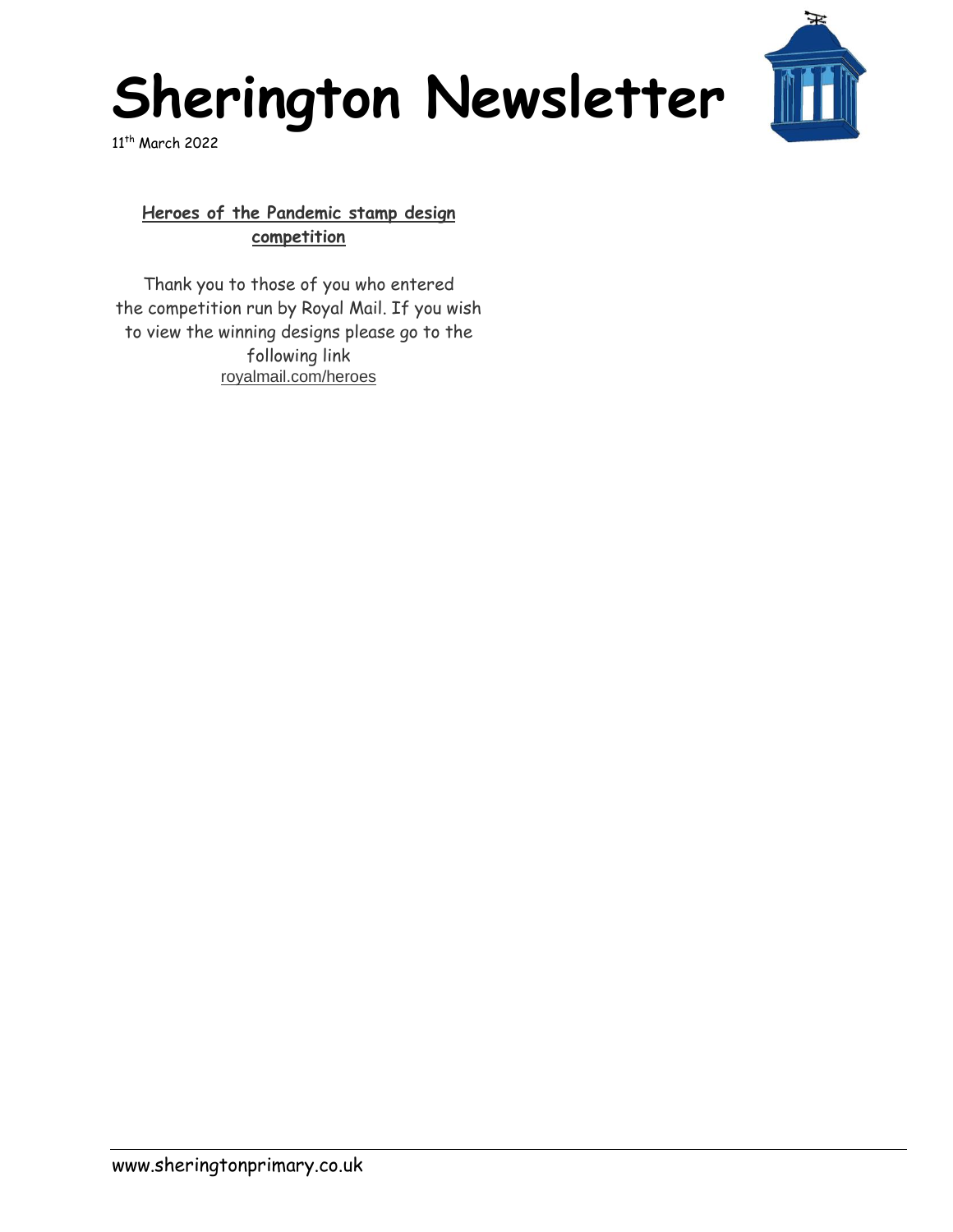# Sherington Newsletter

11th March 2022

**Heroes of the Pandemic stamp design competition**

Thank you to those of you who entered the competition run by Royal Mail. If you wish to view the winning designs please go to the following link royalmail.com/heroes